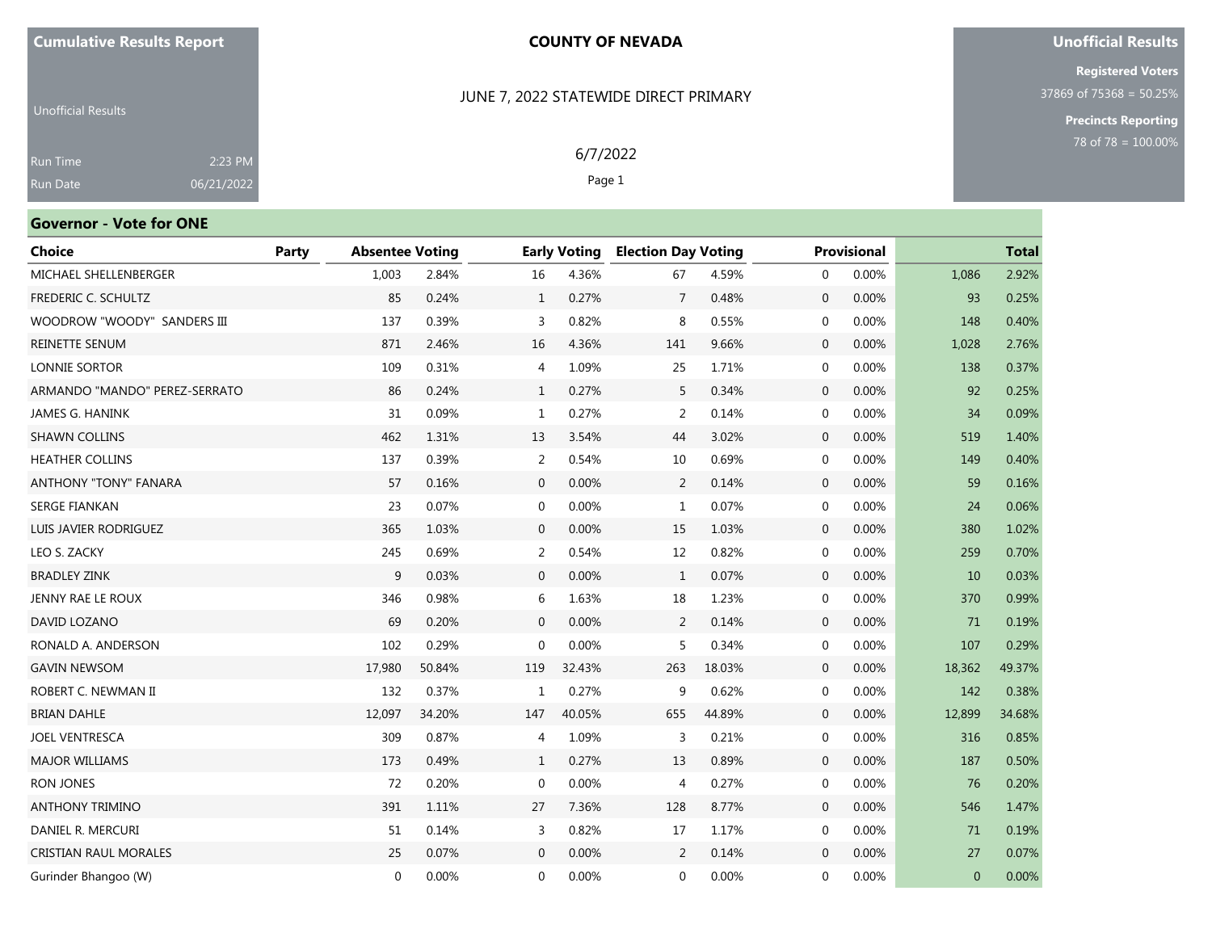**Cumulative Results Report**

Unofficial Results

Run Time 2:23 PM
Run Date 06/21/2022

# COUNTY OF NEVADA

JUNE 7, 2022 STATEWIDE DIRECT PRIMARY

6/7/2022

**Unofficial Results**

**Registered Voters**
37869 of 75368 = 50.25%

**Precincts Reporting**
78 of 78 = 100.00%

## Governor - Vote for ONE

| Choice | Party | Absentee Voting | | Early Voting | | Election Day Voting | | Provisional | | Total | |
|---|---|---|---|---|---|---|---|---|---|---|---|
| MICHAEL SHELLENBERGER | | 1,003 | 2.84% | 16 | 4.36% | 67 | 4.59% | 0 | 0.00% | 1,086 | 2.92% |
| FREDERIC C. SCHULTZ | | 85 | 0.24% | 1 | 0.27% | 7 | 0.48% | 0 | 0.00% | 93 | 0.25% |
| WOODROW "WOODY" SANDERS III | | 137 | 0.39% | 3 | 0.82% | 8 | 0.55% | 0 | 0.00% | 148 | 0.40% |
| REINETTE SENUM | | 871 | 2.46% | 16 | 4.36% | 141 | 9.66% | 0 | 0.00% | 1,028 | 2.76% |
| LONNIE SORTOR | | 109 | 0.31% | 4 | 1.09% | 25 | 1.71% | 0 | 0.00% | 138 | 0.37% |
| ARMANDO "MANDO" PEREZ-SERRATO | | 86 | 0.24% | 1 | 0.27% | 5 | 0.34% | 0 | 0.00% | 92 | 0.25% |
| JAMES G. HANINK | | 31 | 0.09% | 1 | 0.27% | 2 | 0.14% | 0 | 0.00% | 34 | 0.09% |
| SHAWN COLLINS | | 462 | 1.31% | 13 | 3.54% | 44 | 3.02% | 0 | 0.00% | 519 | 1.40% |
| HEATHER COLLINS | | 137 | 0.39% | 2 | 0.54% | 10 | 0.69% | 0 | 0.00% | 149 | 0.40% |
| ANTHONY "TONY" FANARA | | 57 | 0.16% | 0 | 0.00% | 2 | 0.14% | 0 | 0.00% | 59 | 0.16% |
| SERGE FIANKAN | | 23 | 0.07% | 0 | 0.00% | 1 | 0.07% | 0 | 0.00% | 24 | 0.06% |
| LUIS JAVIER RODRIGUEZ | | 365 | 1.03% | 0 | 0.00% | 15 | 1.03% | 0 | 0.00% | 380 | 1.02% |
| LEO S. ZACKY | | 245 | 0.69% | 2 | 0.54% | 12 | 0.82% | 0 | 0.00% | 259 | 0.70% |
| BRADLEY ZINK | | 9 | 0.03% | 0 | 0.00% | 1 | 0.07% | 0 | 0.00% | 10 | 0.03% |
| JENNY RAE LE ROUX | | 346 | 0.98% | 6 | 1.63% | 18 | 1.23% | 0 | 0.00% | 370 | 0.99% |
| DAVID LOZANO | | 69 | 0.20% | 0 | 0.00% | 2 | 0.14% | 0 | 0.00% | 71 | 0.19% |
| RONALD A. ANDERSON | | 102 | 0.29% | 0 | 0.00% | 5 | 0.34% | 0 | 0.00% | 107 | 0.29% |
| GAVIN NEWSOM | | 17,980 | 50.84% | 119 | 32.43% | 263 | 18.03% | 0 | 0.00% | 18,362 | 49.37% |
| ROBERT C. NEWMAN II | | 132 | 0.37% | 1 | 0.27% | 9 | 0.62% | 0 | 0.00% | 142 | 0.38% |
| BRIAN DAHLE | | 12,097 | 34.20% | 147 | 40.05% | 655 | 44.89% | 0 | 0.00% | 12,899 | 34.68% |
| JOEL VENTRESCA | | 309 | 0.87% | 4 | 1.09% | 3 | 0.21% | 0 | 0.00% | 316 | 0.85% |
| MAJOR WILLIAMS | | 173 | 0.49% | 1 | 0.27% | 13 | 0.89% | 0 | 0.00% | 187 | 0.50% |
| RON JONES | | 72 | 0.20% | 0 | 0.00% | 4 | 0.27% | 0 | 0.00% | 76 | 0.20% |
| ANTHONY TRIMINO | | 391 | 1.11% | 27 | 7.36% | 128 | 8.77% | 0 | 0.00% | 546 | 1.47% |
| DANIEL R. MERCURI | | 51 | 0.14% | 3 | 0.82% | 17 | 1.17% | 0 | 0.00% | 71 | 0.19% |
| CRISTIAN RAUL MORALES | | 25 | 0.07% | 0 | 0.00% | 2 | 0.14% | 0 | 0.00% | 27 | 0.07% |
| Gurinder Bhangoo (W) | | 0 | 0.00% | 0 | 0.00% | 0 | 0.00% | 0 | 0.00% | 0 | 0.00% |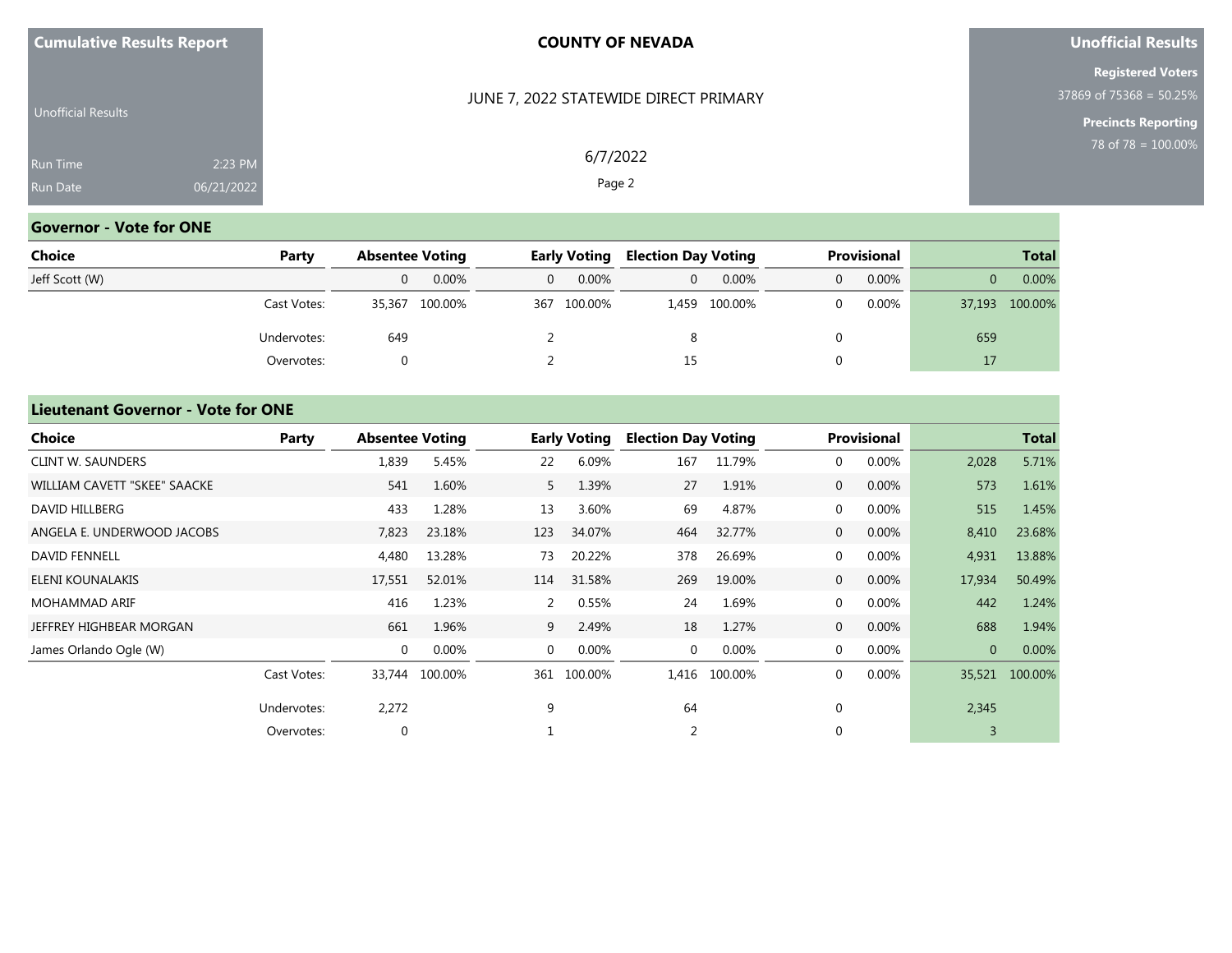Cumulative Results Report

Unofficial Results

Run Time 2:23 PM
Run Date 06/21/2022

**COUNTY OF NEVADA**

JUNE 7, 2022 STATEWIDE DIRECT PRIMARY

6/7/2022

**Unofficial Results**

**Registered Voters**
37869 of 75368 = 50.25%

**Precincts Reporting**
78 of 78 = 100.00%

## Governor - Vote for ONE

| Choice | Party | Absentee Voting | | Early Voting | | Election Day Voting | | Provisional | | Total | |
|---|---|---|---|---|---|---|---|---|---|---|---|
| Jeff Scott (W) | | 0 | 0.00% | 0 | 0.00% | 0 | 0.00% | 0 | 0.00% | 0 | 0.00% |
| | Cast Votes: | 35,367 | 100.00% | 367 | 100.00% | 1,459 | 100.00% | 0 | 0.00% | 37,193 | 100.00% |
| | Undervotes: | 649 | | 2 | | 8 | | 0 | | 659 | |
| | Overvotes: | 0 | | 2 | | 15 | | 0 | | 17 | |

## Lieutenant Governor - Vote for ONE

| Choice | Party | Absentee Voting | | Early Voting | | Election Day Voting | | Provisional | | Total | |
|---|---|---|---|---|---|---|---|---|---|---|---|
| CLINT W. SAUNDERS | | 1,839 | 5.45% | 22 | 6.09% | 167 | 11.79% | 0 | 0.00% | 2,028 | 5.71% |
| WILLIAM CAVETT "SKEE" SAACKE | | 541 | 1.60% | 5 | 1.39% | 27 | 1.91% | 0 | 0.00% | 573 | 1.61% |
| DAVID HILLBERG | | 433 | 1.28% | 13 | 3.60% | 69 | 4.87% | 0 | 0.00% | 515 | 1.45% |
| ANGELA E. UNDERWOOD JACOBS | | 7,823 | 23.18% | 123 | 34.07% | 464 | 32.77% | 0 | 0.00% | 8,410 | 23.68% |
| DAVID FENNELL | | 4,480 | 13.28% | 73 | 20.22% | 378 | 26.69% | 0 | 0.00% | 4,931 | 13.88% |
| ELENI KOUNALAKIS | | 17,551 | 52.01% | 114 | 31.58% | 269 | 19.00% | 0 | 0.00% | 17,934 | 50.49% |
| MOHAMMAD ARIF | | 416 | 1.23% | 2 | 0.55% | 24 | 1.69% | 0 | 0.00% | 442 | 1.24% |
| JEFFREY HIGHBEAR MORGAN | | 661 | 1.96% | 9 | 2.49% | 18 | 1.27% | 0 | 0.00% | 688 | 1.94% |
| James Orlando Ogle (W) | | 0 | 0.00% | 0 | 0.00% | 0 | 0.00% | 0 | 0.00% | 0 | 0.00% |
| | Cast Votes: | 33,744 | 100.00% | 361 | 100.00% | 1,416 | 100.00% | 0 | 0.00% | 35,521 | 100.00% |
| | Undervotes: | 2,272 | | 9 | | 64 | | 0 | | 2,345 | |
| | Overvotes: | 0 | | 1 | | 2 | | 0 | | 3 | |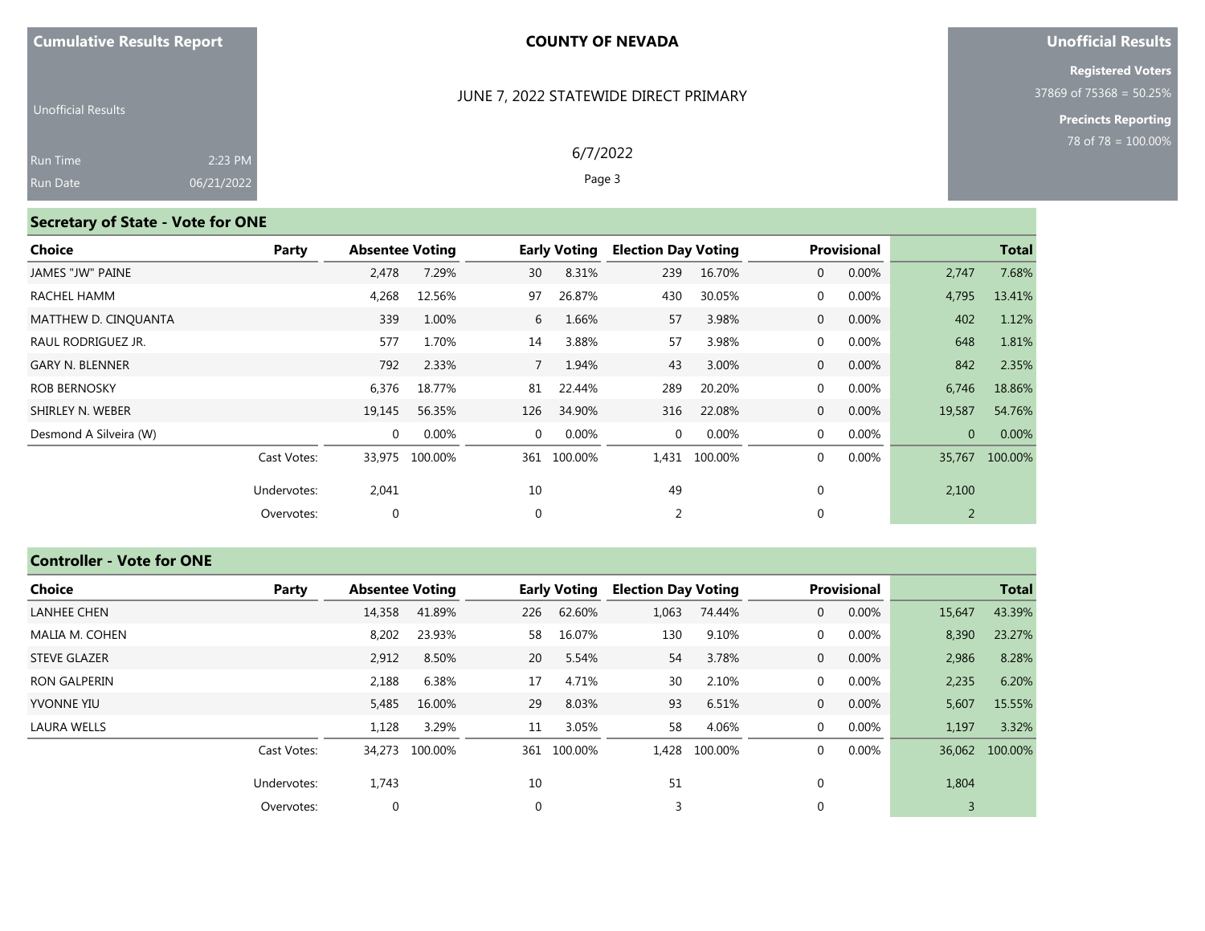Cumulative Results Report

Unofficial Results

Run Time 2:23 PM
Run Date 06/21/2022

**COUNTY OF NEVADA**

JUNE 7, 2022 STATEWIDE DIRECT PRIMARY

6/7/2022

**Unofficial Results**

**Registered Voters**
37869 of 75368 = 50.25%

**Precincts Reporting**
78 of 78 = 100.00%

## Secretary of State - Vote for ONE

| Choice | Party | Absentee Voting | | Early Voting | | Election Day Voting | | Provisional | | Total | |
|---|---|---|---|---|---|---|---|---|---|---|---|
| JAMES "JW" PAINE | | 2,478 | 7.29% | 30 | 8.31% | 239 | 16.70% | 0 | 0.00% | 2,747 | 7.68% |
| RACHEL HAMM | | 4,268 | 12.56% | 97 | 26.87% | 430 | 30.05% | 0 | 0.00% | 4,795 | 13.41% |
| MATTHEW D. CINQUANTA | | 339 | 1.00% | 6 | 1.66% | 57 | 3.98% | 0 | 0.00% | 402 | 1.12% |
| RAUL RODRIGUEZ JR. | | 577 | 1.70% | 14 | 3.88% | 57 | 3.98% | 0 | 0.00% | 648 | 1.81% |
| GARY N. BLENNER | | 792 | 2.33% | 7 | 1.94% | 43 | 3.00% | 0 | 0.00% | 842 | 2.35% |
| ROB BERNOSKY | | 6,376 | 18.77% | 81 | 22.44% | 289 | 20.20% | 0 | 0.00% | 6,746 | 18.86% |
| SHIRLEY N. WEBER | | 19,145 | 56.35% | 126 | 34.90% | 316 | 22.08% | 0 | 0.00% | 19,587 | 54.76% |
| Desmond A Silveira (W) | | 0 | 0.00% | 0 | 0.00% | 0 | 0.00% | 0 | 0.00% | 0 | 0.00% |
| | Cast Votes: | 33,975 | 100.00% | 361 | 100.00% | 1,431 | 100.00% | 0 | 0.00% | 35,767 | 100.00% |
| | Undervotes: | 2,041 | | 10 | | 49 | | 0 | | 2,100 | |
| | Overvotes: | 0 | | 0 | | 2 | | 0 | | 2 | |

## Controller - Vote for ONE

| Choice | Party | Absentee Voting | | Early Voting | | Election Day Voting | | Provisional | | Total | |
|---|---|---|---|---|---|---|---|---|---|---|---|
| LANHEE CHEN | | 14,358 | 41.89% | 226 | 62.60% | 1,063 | 74.44% | 0 | 0.00% | 15,647 | 43.39% |
| MALIA M. COHEN | | 8,202 | 23.93% | 58 | 16.07% | 130 | 9.10% | 0 | 0.00% | 8,390 | 23.27% |
| STEVE GLAZER | | 2,912 | 8.50% | 20 | 5.54% | 54 | 3.78% | 0 | 0.00% | 2,986 | 8.28% |
| RON GALPERIN | | 2,188 | 6.38% | 17 | 4.71% | 30 | 2.10% | 0 | 0.00% | 2,235 | 6.20% |
| YVONNE YIU | | 5,485 | 16.00% | 29 | 8.03% | 93 | 6.51% | 0 | 0.00% | 5,607 | 15.55% |
| LAURA WELLS | | 1,128 | 3.29% | 11 | 3.05% | 58 | 4.06% | 0 | 0.00% | 1,197 | 3.32% |
| | Cast Votes: | 34,273 | 100.00% | 361 | 100.00% | 1,428 | 100.00% | 0 | 0.00% | 36,062 | 100.00% |
| | Undervotes: | 1,743 | | 10 | | 51 | | 0 | | 1,804 | |
| | Overvotes: | 0 | | 0 | | 3 | | 0 | | 3 | |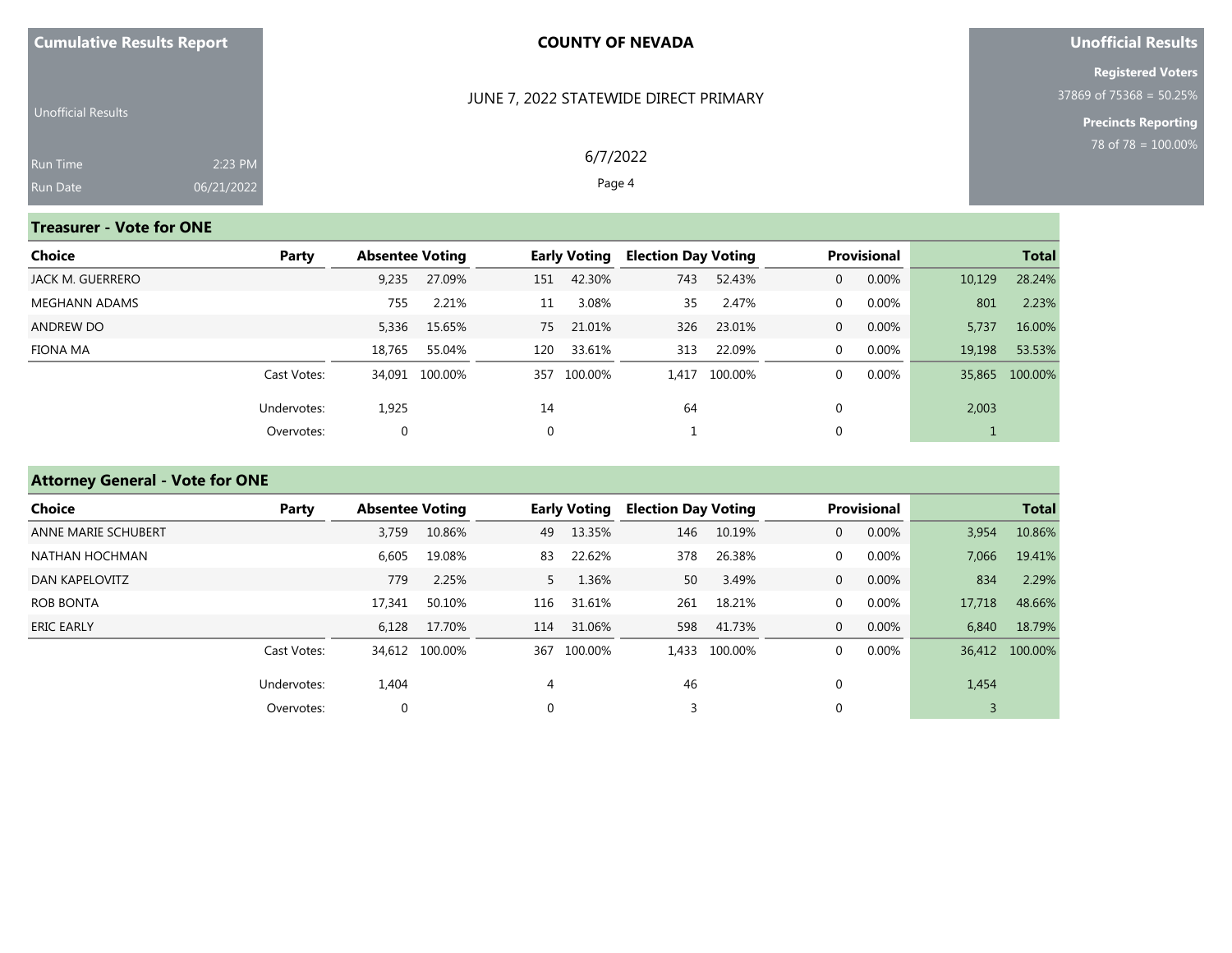**Cumulative Results Report**

Unofficial Results

Run Time 2:23 PM
Run Date 06/21/2022

**COUNTY OF NEVADA**

JUNE 7, 2022 STATEWIDE DIRECT PRIMARY

6/7/2022

**Unofficial Results**

**Registered Voters**
37869 of 75368 = 50.25%

**Precincts Reporting**
78 of 78 = 100.00%

## Treasurer - Vote for ONE

| Choice | Party | Absentee Voting | | Early Voting | | Election Day Voting | | Provisional | | Total | |
|---|---|---|---|---|---|---|---|---|---|---|---|
| JACK M. GUERRERO | | 9,235 | 27.09% | 151 | 42.30% | 743 | 52.43% | 0 | 0.00% | 10,129 | 28.24% |
| MEGHANN ADAMS | | 755 | 2.21% | 11 | 3.08% | 35 | 2.47% | 0 | 0.00% | 801 | 2.23% |
| ANDREW DO | | 5,336 | 15.65% | 75 | 21.01% | 326 | 23.01% | 0 | 0.00% | 5,737 | 16.00% |
| FIONA MA | | 18,765 | 55.04% | 120 | 33.61% | 313 | 22.09% | 0 | 0.00% | 19,198 | 53.53% |
| | Cast Votes: | 34,091 | 100.00% | 357 | 100.00% | 1,417 | 100.00% | 0 | 0.00% | 35,865 | 100.00% |
| | Undervotes: | 1,925 | | 14 | | 64 | | 0 | | 2,003 | |
| | Overvotes: | 0 | | 0 | | 1 | | 0 | | 1 | |

## Attorney General - Vote for ONE

| Choice | Party | Absentee Voting | | Early Voting | | Election Day Voting | | Provisional | | Total | |
|---|---|---|---|---|---|---|---|---|---|---|---|
| ANNE MARIE SCHUBERT | | 3,759 | 10.86% | 49 | 13.35% | 146 | 10.19% | 0 | 0.00% | 3,954 | 10.86% |
| NATHAN HOCHMAN | | 6,605 | 19.08% | 83 | 22.62% | 378 | 26.38% | 0 | 0.00% | 7,066 | 19.41% |
| DAN KAPELOVITZ | | 779 | 2.25% | 5 | 1.36% | 50 | 3.49% | 0 | 0.00% | 834 | 2.29% |
| ROB BONTA | | 17,341 | 50.10% | 116 | 31.61% | 261 | 18.21% | 0 | 0.00% | 17,718 | 48.66% |
| ERIC EARLY | | 6,128 | 17.70% | 114 | 31.06% | 598 | 41.73% | 0 | 0.00% | 6,840 | 18.79% |
| | Cast Votes: | 34,612 | 100.00% | 367 | 100.00% | 1,433 | 100.00% | 0 | 0.00% | 36,412 | 100.00% |
| | Undervotes: | 1,404 | | 4 | | 46 | | 0 | | 1,454 | |
| | Overvotes: | 0 | | 0 | | 3 | | 0 | | 3 | |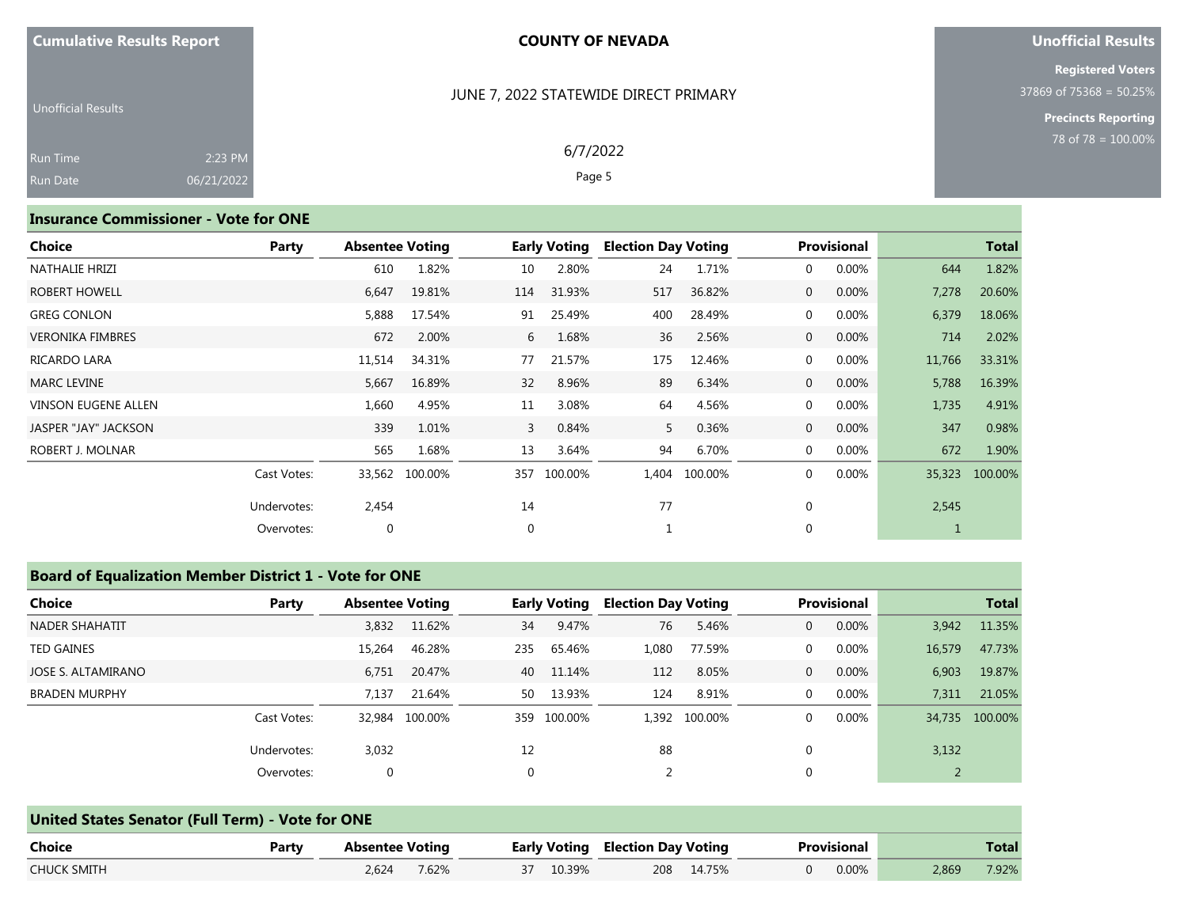## Insurance Commissioner - Vote for ONE

| Choice | Party | Absentee Voting | | Early Voting | | Election Day Voting | | Provisional | | Total | |
|---|---|---|---|---|---|---|---|---|---|---|---|
| NATHALIE HRIZI | | 610 | 1.82% | 10 | 2.80% | 24 | 1.71% | 0 | 0.00% | 644 | 1.82% |
| ROBERT HOWELL | | 6,647 | 19.81% | 114 | 31.93% | 517 | 36.82% | 0 | 0.00% | 7,278 | 20.60% |
| GREG CONLON | | 5,888 | 17.54% | 91 | 25.49% | 400 | 28.49% | 0 | 0.00% | 6,379 | 18.06% |
| VERONIKA FIMBRES | | 672 | 2.00% | 6 | 1.68% | 36 | 2.56% | 0 | 0.00% | 714 | 2.02% |
| RICARDO LARA | | 11,514 | 34.31% | 77 | 21.57% | 175 | 12.46% | 0 | 0.00% | 11,766 | 33.31% |
| MARC LEVINE | | 5,667 | 16.89% | 32 | 8.96% | 89 | 6.34% | 0 | 0.00% | 5,788 | 16.39% |
| VINSON EUGENE ALLEN | | 1,660 | 4.95% | 11 | 3.08% | 64 | 4.56% | 0 | 0.00% | 1,735 | 4.91% |
| JASPER "JAY" JACKSON | | 339 | 1.01% | 3 | 0.84% | 5 | 0.36% | 0 | 0.00% | 347 | 0.98% |
| ROBERT J. MOLNAR | | 565 | 1.68% | 13 | 3.64% | 94 | 6.70% | 0 | 0.00% | 672 | 1.90% |
| | Cast Votes: | 33,562 | 100.00% | 357 | 100.00% | 1,404 | 100.00% | 0 | 0.00% | 35,323 | 100.00% |
| | Undervotes: | 2,454 | | 14 | | 77 | | 0 | | 2,545 | |
| | Overvotes: | 0 | | 0 | | 1 | | 0 | | 1 | |

## Board of Equalization Member District 1 - Vote for ONE

| Choice | Party | Absentee Voting | | Early Voting | | Election Day Voting | | Provisional | | Total | |
|---|---|---|---|---|---|---|---|---|---|---|---|
| NADER SHAHATIT | | 3,832 | 11.62% | 34 | 9.47% | 76 | 5.46% | 0 | 0.00% | 3,942 | 11.35% |
| TED GAINES | | 15,264 | 46.28% | 235 | 65.46% | 1,080 | 77.59% | 0 | 0.00% | 16,579 | 47.73% |
| JOSE S. ALTAMIRANO | | 6,751 | 20.47% | 40 | 11.14% | 112 | 8.05% | 0 | 0.00% | 6,903 | 19.87% |
| BRADEN MURPHY | | 7,137 | 21.64% | 50 | 13.93% | 124 | 8.91% | 0 | 0.00% | 7,311 | 21.05% |
| | Cast Votes: | 32,984 | 100.00% | 359 | 100.00% | 1,392 | 100.00% | 0 | 0.00% | 34,735 | 100.00% |
| | Undervotes: | 3,032 | | 12 | | 88 | | 0 | | 3,132 | |
| | Overvotes: | 0 | | 0 | | 2 | | 0 | | 2 | |

## United States Senator (Full Term) - Vote for ONE

| Choice | Party | Absentee Voting | | Early Voting | | Election Day Voting | | Provisional | | Total | |
|---|---|---|---|---|---|---|---|---|---|---|---|
| CHUCK SMITH | | 2,624 | 7.62% | 37 | 10.39% | 208 | 14.75% | 0 | 0.00% | 2,869 | 7.92% |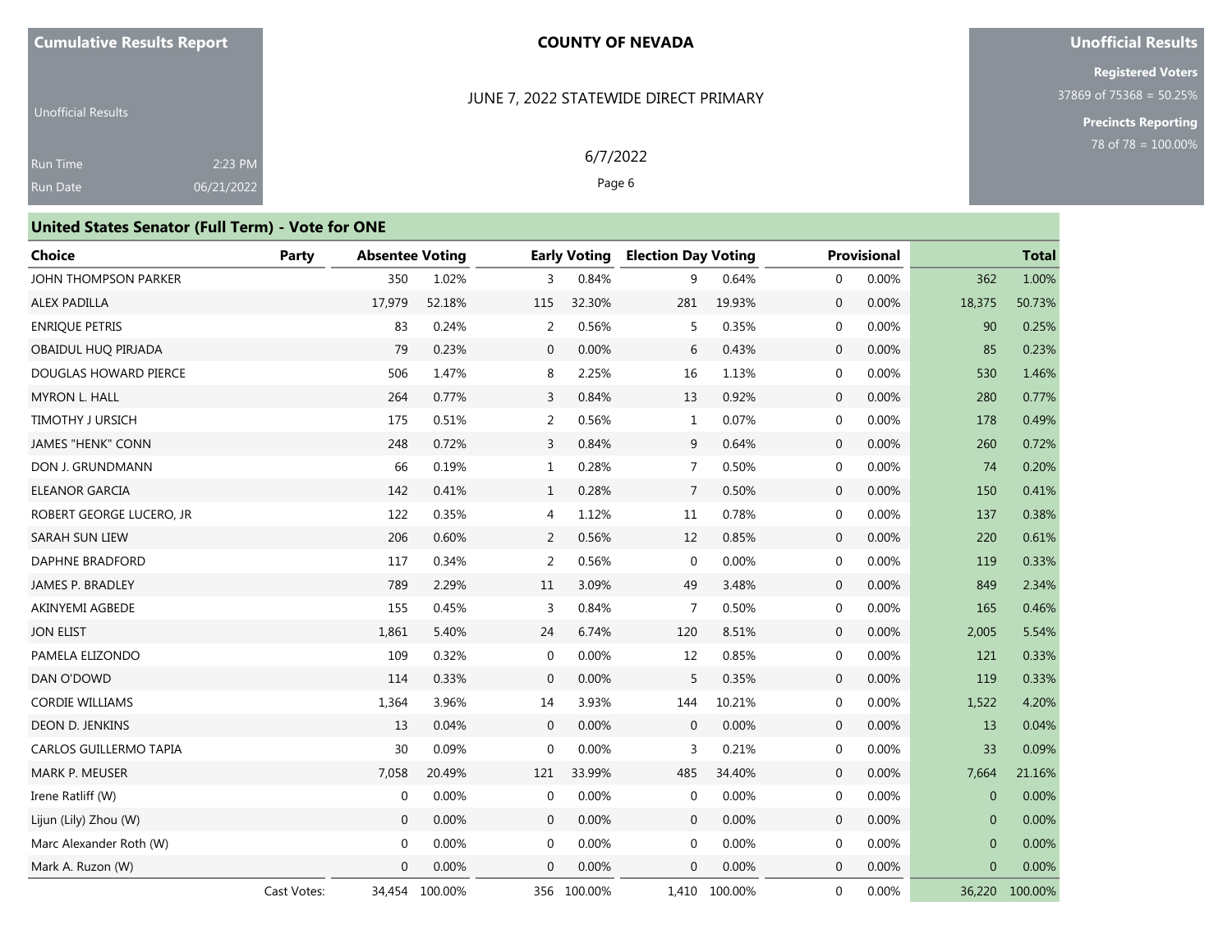Cumulative Results Report

Unofficial Results

Run Time 2:23 PM
Run Date 06/21/2022

COUNTY OF NEVADA

JUNE 7, 2022 STATEWIDE DIRECT PRIMARY

6/7/2022

Unofficial Results

Registered Voters
37869 of 75368 = 50.25%

Precincts Reporting
78 of 78 = 100.00%

## United States Senator (Full Term) - Vote for ONE

| Choice | Party | Absentee Voting | | Early Voting | | Election Day Voting | | Provisional | | Total | |
|---|---|---|---|---|---|---|---|---|---|---|---|
| JOHN THOMPSON PARKER | | 350 | 1.02% | 3 | 0.84% | 9 | 0.64% | 0 | 0.00% | 362 | 1.00% |
| ALEX PADILLA | | 17,979 | 52.18% | 115 | 32.30% | 281 | 19.93% | 0 | 0.00% | 18,375 | 50.73% |
| ENRIQUE PETRIS | | 83 | 0.24% | 2 | 0.56% | 5 | 0.35% | 0 | 0.00% | 90 | 0.25% |
| OBAIDUL HUQ PIRJADA | | 79 | 0.23% | 0 | 0.00% | 6 | 0.43% | 0 | 0.00% | 85 | 0.23% |
| DOUGLAS HOWARD PIERCE | | 506 | 1.47% | 8 | 2.25% | 16 | 1.13% | 0 | 0.00% | 530 | 1.46% |
| MYRON L. HALL | | 264 | 0.77% | 3 | 0.84% | 13 | 0.92% | 0 | 0.00% | 280 | 0.77% |
| TIMOTHY J URSICH | | 175 | 0.51% | 2 | 0.56% | 1 | 0.07% | 0 | 0.00% | 178 | 0.49% |
| JAMES "HENK" CONN | | 248 | 0.72% | 3 | 0.84% | 9 | 0.64% | 0 | 0.00% | 260 | 0.72% |
| DON J. GRUNDMANN | | 66 | 0.19% | 1 | 0.28% | 7 | 0.50% | 0 | 0.00% | 74 | 0.20% |
| ELEANOR GARCIA | | 142 | 0.41% | 1 | 0.28% | 7 | 0.50% | 0 | 0.00% | 150 | 0.41% |
| ROBERT GEORGE LUCERO, JR | | 122 | 0.35% | 4 | 1.12% | 11 | 0.78% | 0 | 0.00% | 137 | 0.38% |
| SARAH SUN LIEW | | 206 | 0.60% | 2 | 0.56% | 12 | 0.85% | 0 | 0.00% | 220 | 0.61% |
| DAPHNE BRADFORD | | 117 | 0.34% | 2 | 0.56% | 0 | 0.00% | 0 | 0.00% | 119 | 0.33% |
| JAMES P. BRADLEY | | 789 | 2.29% | 11 | 3.09% | 49 | 3.48% | 0 | 0.00% | 849 | 2.34% |
| AKINYEMI AGBEDE | | 155 | 0.45% | 3 | 0.84% | 7 | 0.50% | 0 | 0.00% | 165 | 0.46% |
| JON ELIST | | 1,861 | 5.40% | 24 | 6.74% | 120 | 8.51% | 0 | 0.00% | 2,005 | 5.54% |
| PAMELA ELIZONDO | | 109 | 0.32% | 0 | 0.00% | 12 | 0.85% | 0 | 0.00% | 121 | 0.33% |
| DAN O'DOWD | | 114 | 0.33% | 0 | 0.00% | 5 | 0.35% | 0 | 0.00% | 119 | 0.33% |
| CORDIE WILLIAMS | | 1,364 | 3.96% | 14 | 3.93% | 144 | 10.21% | 0 | 0.00% | 1,522 | 4.20% |
| DEON D. JENKINS | | 13 | 0.04% | 0 | 0.00% | 0 | 0.00% | 0 | 0.00% | 13 | 0.04% |
| CARLOS GUILLERMO TAPIA | | 30 | 0.09% | 0 | 0.00% | 3 | 0.21% | 0 | 0.00% | 33 | 0.09% |
| MARK P. MEUSER | | 7,058 | 20.49% | 121 | 33.99% | 485 | 34.40% | 0 | 0.00% | 7,664 | 21.16% |
| Irene Ratliff (W) | | 0 | 0.00% | 0 | 0.00% | 0 | 0.00% | 0 | 0.00% | 0 | 0.00% |
| Lijun (Lily) Zhou (W) | | 0 | 0.00% | 0 | 0.00% | 0 | 0.00% | 0 | 0.00% | 0 | 0.00% |
| Marc Alexander Roth (W) | | 0 | 0.00% | 0 | 0.00% | 0 | 0.00% | 0 | 0.00% | 0 | 0.00% |
| Mark A. Ruzon (W) | | 0 | 0.00% | 0 | 0.00% | 0 | 0.00% | 0 | 0.00% | 0 | 0.00% |
| | Cast Votes: | 34,454 | 100.00% | 356 | 100.00% | 1,410 | 100.00% | 0 | 0.00% | 36,220 | 100.00% |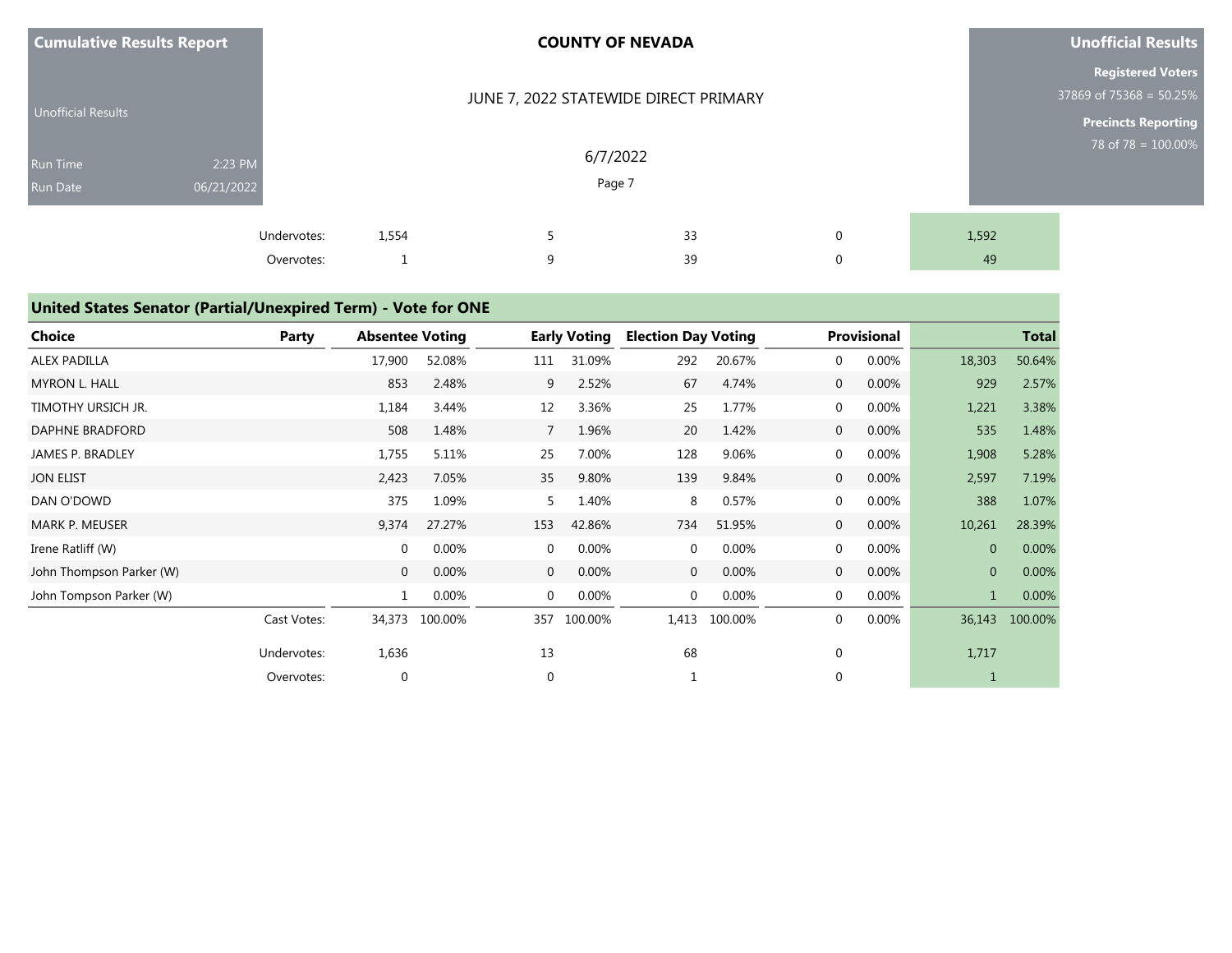| | | | | | |
|---|---|---|---|---|---|
| Undervotes: | 1,554 | 5 | 33 | 0 | 1,592 |
| Overvotes: | 1 | 9 | 39 | 0 | 49 |

## United States Senator (Partial/Unexpired Term) - Vote for ONE

| Choice | Party | Absentee Voting | | Early Voting | | Election Day Voting | | Provisional | | Total | |
|---|---|---|---|---|---|---|---|---|---|---|---|
| ALEX PADILLA | | 17,900 | 52.08% | 111 | 31.09% | 292 | 20.67% | 0 | 0.00% | 18,303 | 50.64% |
| MYRON L. HALL | | 853 | 2.48% | 9 | 2.52% | 67 | 4.74% | 0 | 0.00% | 929 | 2.57% |
| TIMOTHY URSICH JR. | | 1,184 | 3.44% | 12 | 3.36% | 25 | 1.77% | 0 | 0.00% | 1,221 | 3.38% |
| DAPHNE BRADFORD | | 508 | 1.48% | 7 | 1.96% | 20 | 1.42% | 0 | 0.00% | 535 | 1.48% |
| JAMES P. BRADLEY | | 1,755 | 5.11% | 25 | 7.00% | 128 | 9.06% | 0 | 0.00% | 1,908 | 5.28% |
| JON ELIST | | 2,423 | 7.05% | 35 | 9.80% | 139 | 9.84% | 0 | 0.00% | 2,597 | 7.19% |
| DAN O'DOWD | | 375 | 1.09% | 5 | 1.40% | 8 | 0.57% | 0 | 0.00% | 388 | 1.07% |
| MARK P. MEUSER | | 9,374 | 27.27% | 153 | 42.86% | 734 | 51.95% | 0 | 0.00% | 10,261 | 28.39% |
| Irene Ratliff (W) | | 0 | 0.00% | 0 | 0.00% | 0 | 0.00% | 0 | 0.00% | 0 | 0.00% |
| John Thompson Parker (W) | | 0 | 0.00% | 0 | 0.00% | 0 | 0.00% | 0 | 0.00% | 0 | 0.00% |
| John Tompson Parker (W) | | 1 | 0.00% | 0 | 0.00% | 0 | 0.00% | 0 | 0.00% | 1 | 0.00% |
| | Cast Votes: | 34,373 | 100.00% | 357 | 100.00% | 1,413 | 100.00% | 0 | 0.00% | 36,143 | 100.00% |
| | Undervotes: | 1,636 | | 13 | | 68 | | 0 | | 1,717 | |
| | Overvotes: | 0 | | 0 | | 1 | | 0 | | 1 | |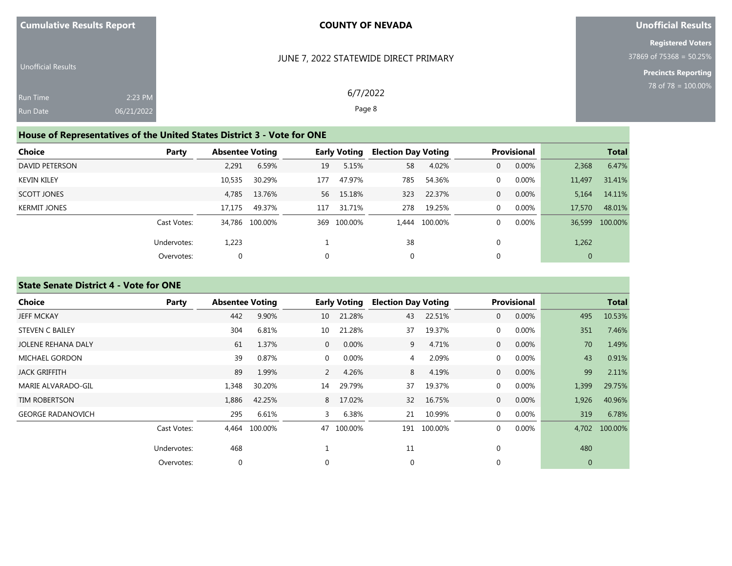**Cumulative Results Report**

Unofficial Results

Run Time 2:23 PM

Run Date 06/21/2022

**COUNTY OF NEVADA**

JUNE 7, 2022 STATEWIDE DIRECT PRIMARY

6/7/2022

**Unofficial Results**

**Registered Voters**

37869 of 75368 = 50.25%

**Precincts Reporting**

78 of 78 = 100.00%

## House of Representatives of the United States District 3 - Vote for ONE

| Choice | Party | Absentee Voting | | Early Voting | | Election Day Voting | | Provisional | | Total | |
|---|---|---|---|---|---|---|---|---|---|---|---|
| DAVID PETERSON | | 2,291 | 6.59% | 19 | 5.15% | 58 | 4.02% | 0 | 0.00% | 2,368 | 6.47% |
| KEVIN KILEY | | 10,535 | 30.29% | 177 | 47.97% | 785 | 54.36% | 0 | 0.00% | 11,497 | 31.41% |
| SCOTT JONES | | 4,785 | 13.76% | 56 | 15.18% | 323 | 22.37% | 0 | 0.00% | 5,164 | 14.11% |
| KERMIT JONES | | 17,175 | 49.37% | 117 | 31.71% | 278 | 19.25% | 0 | 0.00% | 17,570 | 48.01% |
| | Cast Votes: | 34,786 | 100.00% | 369 | 100.00% | 1,444 | 100.00% | 0 | 0.00% | 36,599 | 100.00% |
| | Undervotes: | 1,223 | | 1 | | 38 | | 0 | | 1,262 | |
| | Overvotes: | 0 | | 0 | | 0 | | 0 | | 0 | |

## State Senate District 4 - Vote for ONE

| Choice | Party | Absentee Voting | | Early Voting | | Election Day Voting | | Provisional | | Total | |
|---|---|---|---|---|---|---|---|---|---|---|---|
| JEFF MCKAY | | 442 | 9.90% | 10 | 21.28% | 43 | 22.51% | 0 | 0.00% | 495 | 10.53% |
| STEVEN C BAILEY | | 304 | 6.81% | 10 | 21.28% | 37 | 19.37% | 0 | 0.00% | 351 | 7.46% |
| JOLENE REHANA DALY | | 61 | 1.37% | 0 | 0.00% | 9 | 4.71% | 0 | 0.00% | 70 | 1.49% |
| MICHAEL GORDON | | 39 | 0.87% | 0 | 0.00% | 4 | 2.09% | 0 | 0.00% | 43 | 0.91% |
| JACK GRIFFITH | | 89 | 1.99% | 2 | 4.26% | 8 | 4.19% | 0 | 0.00% | 99 | 2.11% |
| MARIE ALVARADO-GIL | | 1,348 | 30.20% | 14 | 29.79% | 37 | 19.37% | 0 | 0.00% | 1,399 | 29.75% |
| TIM ROBERTSON | | 1,886 | 42.25% | 8 | 17.02% | 32 | 16.75% | 0 | 0.00% | 1,926 | 40.96% |
| GEORGE RADANOVICH | | 295 | 6.61% | 3 | 6.38% | 21 | 10.99% | 0 | 0.00% | 319 | 6.78% |
| | Cast Votes: | 4,464 | 100.00% | 47 | 100.00% | 191 | 100.00% | 0 | 0.00% | 4,702 | 100.00% |
| | Undervotes: | 468 | | 1 | | 11 | | 0 | | 480 | |
| | Overvotes: | 0 | | 0 | | 0 | | 0 | | 0 | |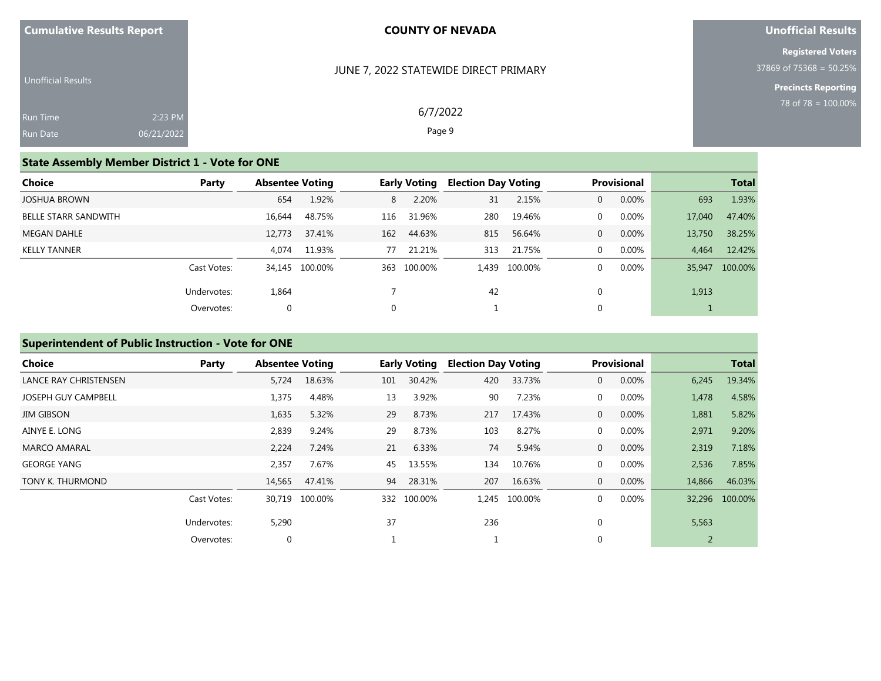**Cumulative Results Report**

Unofficial Results

Run Time 2:23 PM
Run Date 06/21/2022

**COUNTY OF NEVADA**

JUNE 7, 2022 STATEWIDE DIRECT PRIMARY

6/7/2022

**Unofficial Results**

**Registered Voters**
37869 of 75368 = 50.25%

**Precincts Reporting**
78 of 78 = 100.00%

## State Assembly Member District 1 - Vote for ONE

| Choice | Party | Absentee Voting | | Early Voting | | Election Day Voting | | Provisional | | Total | |
|---|---|---|---|---|---|---|---|---|---|---|---|
| JOSHUA BROWN | | 654 | 1.92% | 8 | 2.20% | 31 | 2.15% | 0 | 0.00% | 693 | 1.93% |
| BELLE STARR SANDWITH | | 16,644 | 48.75% | 116 | 31.96% | 280 | 19.46% | 0 | 0.00% | 17,040 | 47.40% |
| MEGAN DAHLE | | 12,773 | 37.41% | 162 | 44.63% | 815 | 56.64% | 0 | 0.00% | 13,750 | 38.25% |
| KELLY TANNER | | 4,074 | 11.93% | 77 | 21.21% | 313 | 21.75% | 0 | 0.00% | 4,464 | 12.42% |
| | Cast Votes: | 34,145 | 100.00% | 363 | 100.00% | 1,439 | 100.00% | 0 | 0.00% | 35,947 | 100.00% |
| | Undervotes: | 1,864 | | 7 | | 42 | | 0 | | 1,913 | |
| | Overvotes: | 0 | | 0 | | 1 | | 0 | | 1 | |

## Superintendent of Public Instruction - Vote for ONE

| Choice | Party | Absentee Voting | | Early Voting | | Election Day Voting | | Provisional | | Total | |
|---|---|---|---|---|---|---|---|---|---|---|---|
| LANCE RAY CHRISTENSEN | | 5,724 | 18.63% | 101 | 30.42% | 420 | 33.73% | 0 | 0.00% | 6,245 | 19.34% |
| JOSEPH GUY CAMPBELL | | 1,375 | 4.48% | 13 | 3.92% | 90 | 7.23% | 0 | 0.00% | 1,478 | 4.58% |
| JIM GIBSON | | 1,635 | 5.32% | 29 | 8.73% | 217 | 17.43% | 0 | 0.00% | 1,881 | 5.82% |
| AINYE E. LONG | | 2,839 | 9.24% | 29 | 8.73% | 103 | 8.27% | 0 | 0.00% | 2,971 | 9.20% |
| MARCO AMARAL | | 2,224 | 7.24% | 21 | 6.33% | 74 | 5.94% | 0 | 0.00% | 2,319 | 7.18% |
| GEORGE YANG | | 2,357 | 7.67% | 45 | 13.55% | 134 | 10.76% | 0 | 0.00% | 2,536 | 7.85% |
| TONY K. THURMOND | | 14,565 | 47.41% | 94 | 28.31% | 207 | 16.63% | 0 | 0.00% | 14,866 | 46.03% |
| | Cast Votes: | 30,719 | 100.00% | 332 | 100.00% | 1,245 | 100.00% | 0 | 0.00% | 32,296 | 100.00% |
| | Undervotes: | 5,290 | | 37 | | 236 | | 0 | | 5,563 | |
| | Overvotes: | 0 | | 1 | | 1 | | 0 | | 2 | |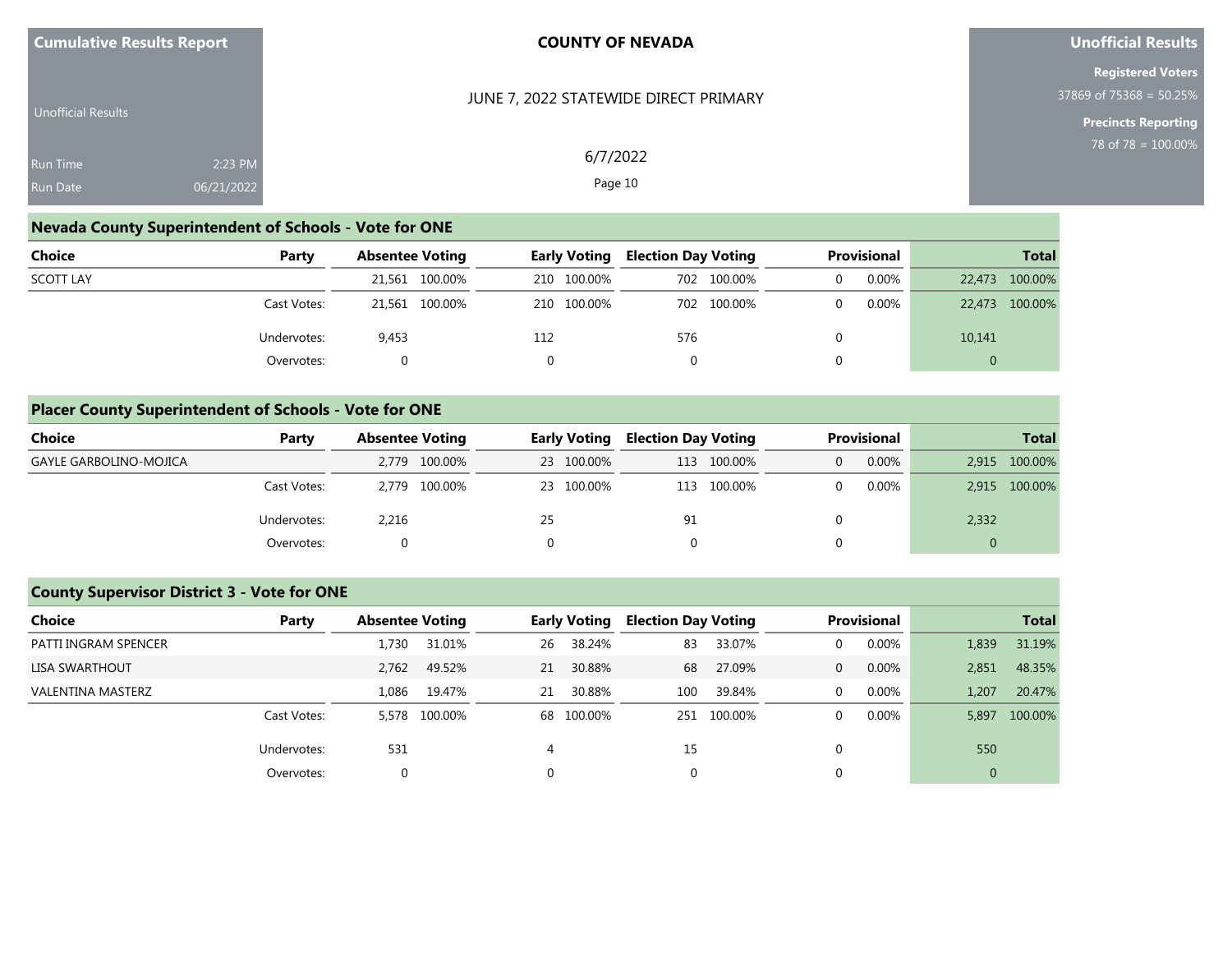**Cumulative Results Report**

Unofficial Results

Run Time 2:23 PM

Run Date 06/21/2022

**COUNTY OF NEVADA**

JUNE 7, 2022 STATEWIDE DIRECT PRIMARY

6/7/2022

**Unofficial Results**

**Registered Voters**

37869 of 75368 = 50.25%

**Precincts Reporting**

78 of 78 = 100.00%

## Nevada County Superintendent of Schools - Vote for ONE

| Choice | Party | Absentee Voting | | Early Voting | | Election Day Voting | | Provisional | | Total | |
|---|---|---|---|---|---|---|---|---|---|---|---|
| SCOTT LAY | | 21,561 | 100.00% | 210 | 100.00% | 702 | 100.00% | 0 | 0.00% | 22,473 | 100.00% |
| | Cast Votes: | 21,561 | 100.00% | 210 | 100.00% | 702 | 100.00% | 0 | 0.00% | 22,473 | 100.00% |
| | Undervotes: | 9,453 | | 112 | | 576 | | 0 | | 10,141 | |
| | Overvotes: | 0 | | 0 | | 0 | | 0 | | 0 | |

## Placer County Superintendent of Schools - Vote for ONE

| Choice | Party | Absentee Voting | | Early Voting | | Election Day Voting | | Provisional | | Total | |
|---|---|---|---|---|---|---|---|---|---|---|---|
| GAYLE GARBOLINO-MOJICA | | 2,779 | 100.00% | 23 | 100.00% | 113 | 100.00% | 0 | 0.00% | 2,915 | 100.00% |
| | Cast Votes: | 2,779 | 100.00% | 23 | 100.00% | 113 | 100.00% | 0 | 0.00% | 2,915 | 100.00% |
| | Undervotes: | 2,216 | | 25 | | 91 | | 0 | | 2,332 | |
| | Overvotes: | 0 | | 0 | | 0 | | 0 | | 0 | |

## County Supervisor District 3 - Vote for ONE

| Choice | Party | Absentee Voting | | Early Voting | | Election Day Voting | | Provisional | | Total | |
|---|---|---|---|---|---|---|---|---|---|---|---|
| PATTI INGRAM SPENCER | | 1,730 | 31.01% | 26 | 38.24% | 83 | 33.07% | 0 | 0.00% | 1,839 | 31.19% |
| LISA SWARTHOUT | | 2,762 | 49.52% | 21 | 30.88% | 68 | 27.09% | 0 | 0.00% | 2,851 | 48.35% |
| VALENTINA MASTERZ | | 1,086 | 19.47% | 21 | 30.88% | 100 | 39.84% | 0 | 0.00% | 1,207 | 20.47% |
| | Cast Votes: | 5,578 | 100.00% | 68 | 100.00% | 251 | 100.00% | 0 | 0.00% | 5,897 | 100.00% |
| | Undervotes: | 531 | | 4 | | 15 | | 0 | | 550 | |
| | Overvotes: | 0 | | 0 | | 0 | | 0 | | 0 | |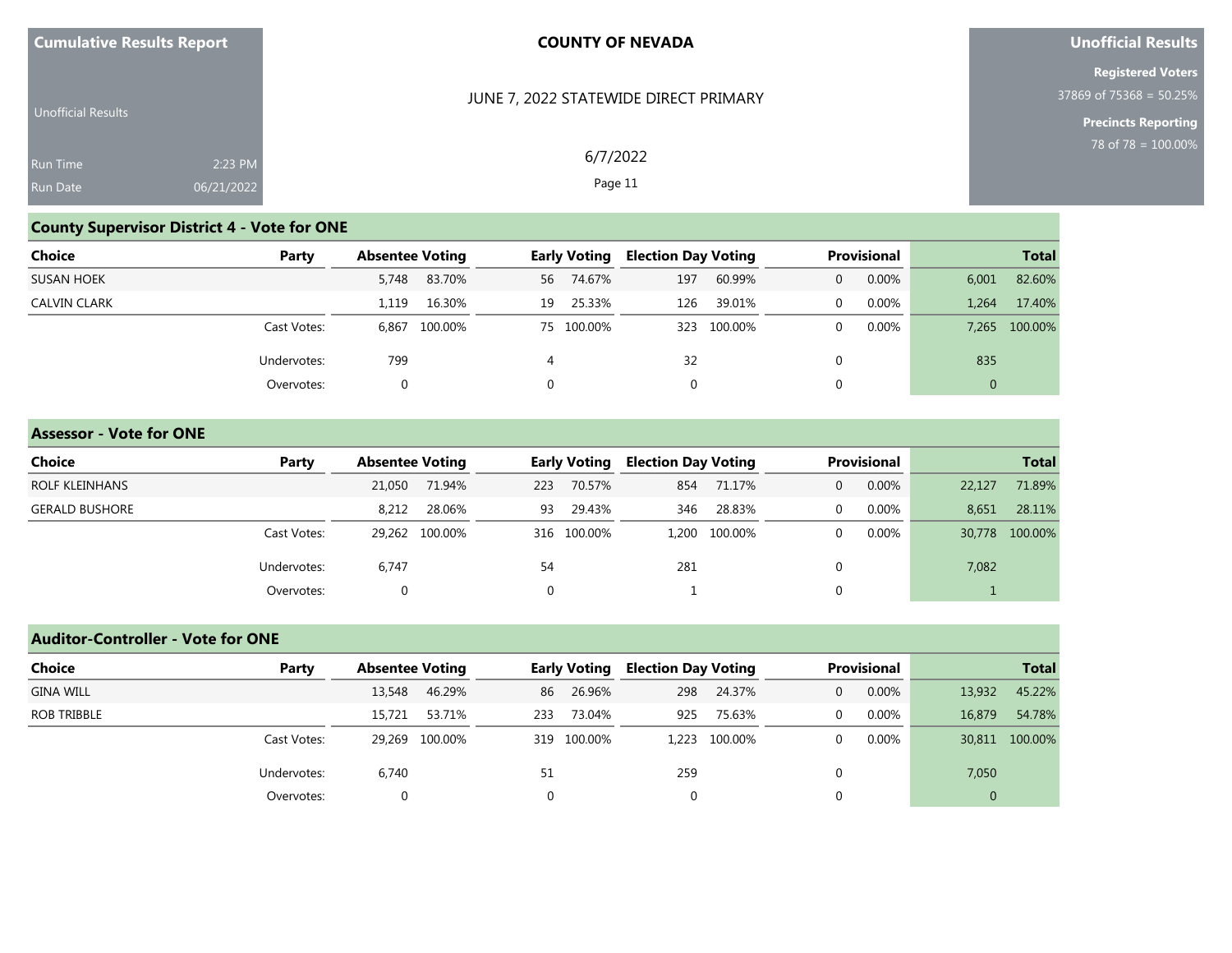Cumulative Results Report

Unofficial Results

Run Time 2:23 PM

Run Date 06/21/2022

**COUNTY OF NEVADA**

JUNE 7, 2022 STATEWIDE DIRECT PRIMARY

6/7/2022

**Unofficial Results**

**Registered Voters**

37869 of 75368 = 50.25%

**Precincts Reporting**

78 of 78 = 100.00%

## County Supervisor District 4 - Vote for ONE

| Choice | Party | Absentee Voting | | Early Voting | | Election Day Voting | | Provisional | | Total | |
|---|---|---|---|---|---|---|---|---|---|---|---|
| SUSAN HOEK | | 5,748 | 83.70% | 56 | 74.67% | 197 | 60.99% | 0 | 0.00% | 6,001 | 82.60% |
| CALVIN CLARK | | 1,119 | 16.30% | 19 | 25.33% | 126 | 39.01% | 0 | 0.00% | 1,264 | 17.40% |
| | Cast Votes: | 6,867 | 100.00% | 75 | 100.00% | 323 | 100.00% | 0 | 0.00% | 7,265 | 100.00% |
| | Undervotes: | 799 | | 4 | | 32 | | 0 | | 835 | |
| | Overvotes: | 0 | | 0 | | 0 | | 0 | | 0 | |

## Assessor - Vote for ONE

| Choice | Party | Absentee Voting | | Early Voting | | Election Day Voting | | Provisional | | Total | |
|---|---|---|---|---|---|---|---|---|---|---|---|
| ROLF KLEINHANS | | 21,050 | 71.94% | 223 | 70.57% | 854 | 71.17% | 0 | 0.00% | 22,127 | 71.89% |
| GERALD BUSHORE | | 8,212 | 28.06% | 93 | 29.43% | 346 | 28.83% | 0 | 0.00% | 8,651 | 28.11% |
| | Cast Votes: | 29,262 | 100.00% | 316 | 100.00% | 1,200 | 100.00% | 0 | 0.00% | 30,778 | 100.00% |
| | Undervotes: | 6,747 | | 54 | | 281 | | 0 | | 7,082 | |
| | Overvotes: | 0 | | 0 | | 1 | | 0 | | 1 | |

## Auditor-Controller - Vote for ONE

| Choice | Party | Absentee Voting | | Early Voting | | Election Day Voting | | Provisional | | Total | |
|---|---|---|---|---|---|---|---|---|---|---|---|
| GINA WILL | | 13,548 | 46.29% | 86 | 26.96% | 298 | 24.37% | 0 | 0.00% | 13,932 | 45.22% |
| ROB TRIBBLE | | 15,721 | 53.71% | 233 | 73.04% | 925 | 75.63% | 0 | 0.00% | 16,879 | 54.78% |
| | Cast Votes: | 29,269 | 100.00% | 319 | 100.00% | 1,223 | 100.00% | 0 | 0.00% | 30,811 | 100.00% |
| | Undervotes: | 6,740 | | 51 | | 259 | | 0 | | 7,050 | |
| | Overvotes: | 0 | | 0 | | 0 | | 0 | | 0 | |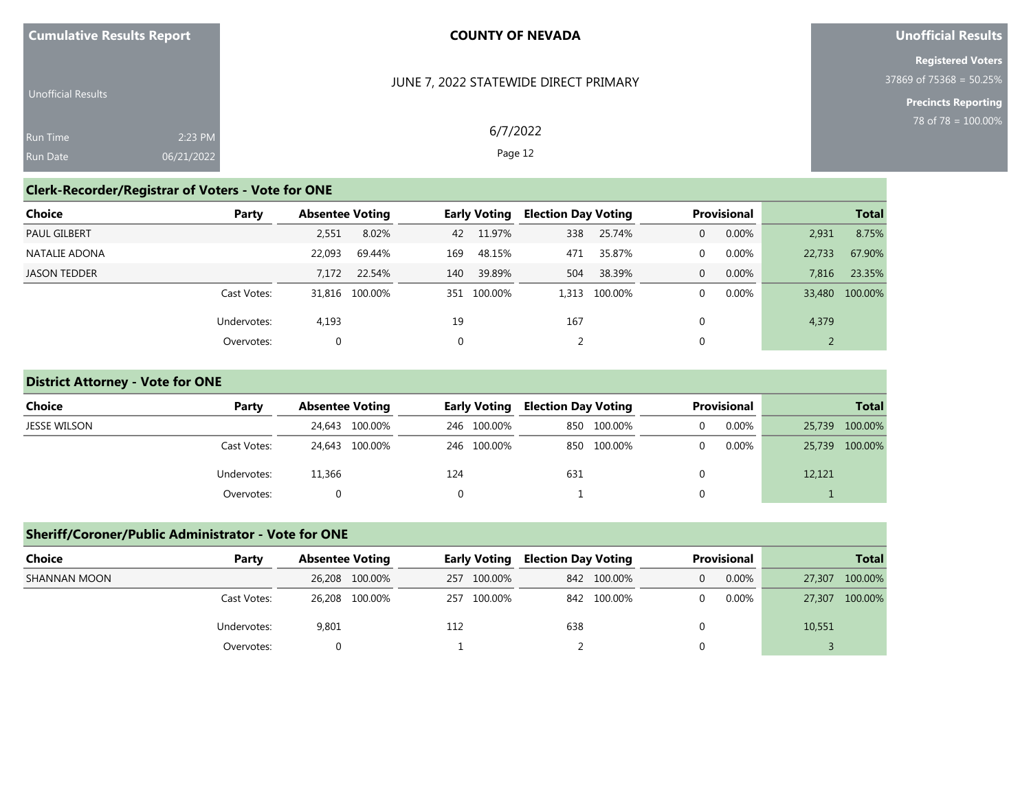| Cumulative Results Report | COUNTY OF NEVADA | Unofficial Results |
|---|---|---|
| Unofficial Results | JUNE 7, 2022 STATEWIDE DIRECT PRIMARY | Registered Voters 37869 of 75368 = 50.25% |
| Run Time 2:23 PM | 6/7/2022 | Precincts Reporting 78 of 78 = 100.00% |
| Run Date 06/21/2022 | | |

## Clerk-Recorder/Registrar of Voters - Vote for ONE

| Choice | Party | Absentee Voting | | Early Voting | | Election Day Voting | | Provisional | | Total | |
|---|---|---|---|---|---|---|---|---|---|---|---|
| PAUL GILBERT | | 2,551 | 8.02% | 42 | 11.97% | 338 | 25.74% | 0 | 0.00% | 2,931 | 8.75% |
| NATALIE ADONA | | 22,093 | 69.44% | 169 | 48.15% | 471 | 35.87% | 0 | 0.00% | 22,733 | 67.90% |
| JASON TEDDER | | 7,172 | 22.54% | 140 | 39.89% | 504 | 38.39% | 0 | 0.00% | 7,816 | 23.35% |
| | Cast Votes: | 31,816 | 100.00% | 351 | 100.00% | 1,313 | 100.00% | 0 | 0.00% | 33,480 | 100.00% |
| | Undervotes: | 4,193 | | 19 | | 167 | | 0 | | 4,379 | |
| | Overvotes: | 0 | | 0 | | 2 | | 0 | | 2 | |

## District Attorney - Vote for ONE

| Choice | Party | Absentee Voting | | Early Voting | | Election Day Voting | | Provisional | | Total | |
|---|---|---|---|---|---|---|---|---|---|---|---|
| JESSE WILSON | | 24,643 | 100.00% | 246 | 100.00% | 850 | 100.00% | 0 | 0.00% | 25,739 | 100.00% |
| | Cast Votes: | 24,643 | 100.00% | 246 | 100.00% | 850 | 100.00% | 0 | 0.00% | 25,739 | 100.00% |
| | Undervotes: | 11,366 | | 124 | | 631 | | 0 | | 12,121 | |
| | Overvotes: | 0 | | 0 | | 1 | | 0 | | 1 | |

## Sheriff/Coroner/Public Administrator - Vote for ONE

| Choice | Party | Absentee Voting | | Early Voting | | Election Day Voting | | Provisional | | Total | |
|---|---|---|---|---|---|---|---|---|---|---|---|
| SHANNAN MOON | | 26,208 | 100.00% | 257 | 100.00% | 842 | 100.00% | 0 | 0.00% | 27,307 | 100.00% |
| | Cast Votes: | 26,208 | 100.00% | 257 | 100.00% | 842 | 100.00% | 0 | 0.00% | 27,307 | 100.00% |
| | Undervotes: | 9,801 | | 112 | | 638 | | 0 | | 10,551 | |
| | Overvotes: | 0 | | 1 | | 2 | | 0 | | 3 | |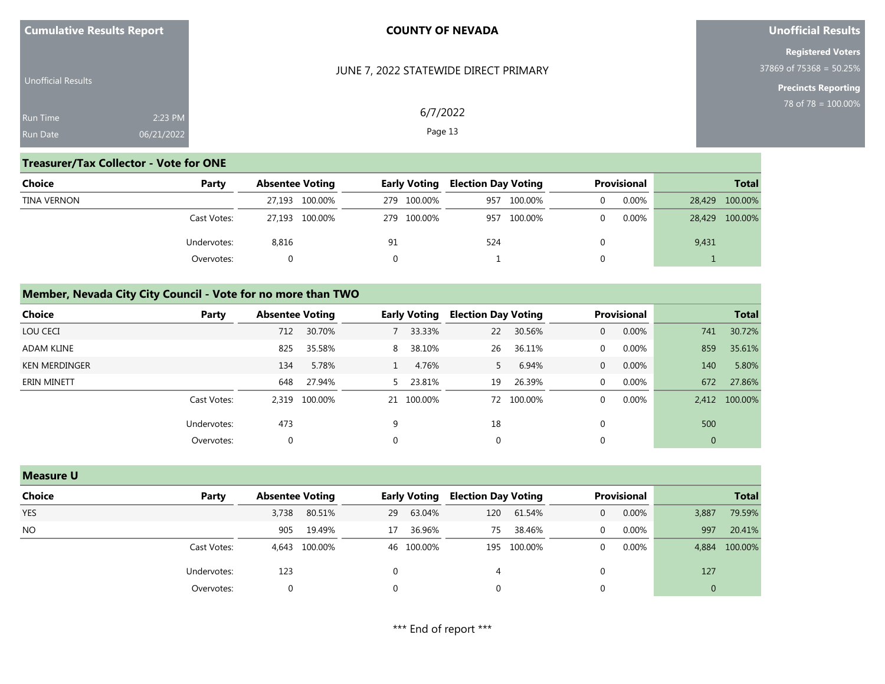Cumulative Results Report

Unofficial Results

Run Time 2:23 PM
Run Date 06/21/2022

**COUNTY OF NEVADA**

JUNE 7, 2022 STATEWIDE DIRECT PRIMARY

6/7/2022

**Unofficial Results**

**Registered Voters**
37869 of 75368 = 50.25%

**Precincts Reporting**
78 of 78 = 100.00%

## Treasurer/Tax Collector - Vote for ONE

| Choice | Party | Absentee Voting | | Early Voting | | Election Day Voting | | Provisional | | Total | |
|---|---|---|---|---|---|---|---|---|---|---|---|
| TINA VERNON | | 27,193 | 100.00% | 279 | 100.00% | 957 | 100.00% | 0 | 0.00% | 28,429 | 100.00% |
| | Cast Votes: | 27,193 | 100.00% | 279 | 100.00% | 957 | 100.00% | 0 | 0.00% | 28,429 | 100.00% |
| | Undervotes: | 8,816 | | 91 | | 524 | | 0 | | 9,431 | |
| | Overvotes: | 0 | | 0 | | 1 | | 0 | | 1 | |

## Member, Nevada City City Council - Vote for no more than TWO

| Choice | Party | Absentee Voting | | Early Voting | | Election Day Voting | | Provisional | | Total | |
|---|---|---|---|---|---|---|---|---|---|---|---|
| LOU CECI | | 712 | 30.70% | 7 | 33.33% | 22 | 30.56% | 0 | 0.00% | 741 | 30.72% |
| ADAM KLINE | | 825 | 35.58% | 8 | 38.10% | 26 | 36.11% | 0 | 0.00% | 859 | 35.61% |
| KEN MERDINGER | | 134 | 5.78% | 1 | 4.76% | 5 | 6.94% | 0 | 0.00% | 140 | 5.80% |
| ERIN MINETT | | 648 | 27.94% | 5 | 23.81% | 19 | 26.39% | 0 | 0.00% | 672 | 27.86% |
| | Cast Votes: | 2,319 | 100.00% | 21 | 100.00% | 72 | 100.00% | 0 | 0.00% | 2,412 | 100.00% |
| | Undervotes: | 473 | | 9 | | 18 | | 0 | | 500 | |
| | Overvotes: | 0 | | 0 | | 0 | | 0 | | 0 | |

## Measure U

| Choice | Party | Absentee Voting | | Early Voting | | Election Day Voting | | Provisional | | Total | |
|---|---|---|---|---|---|---|---|---|---|---|---|
| YES | | 3,738 | 80.51% | 29 | 63.04% | 120 | 61.54% | 0 | 0.00% | 3,887 | 79.59% |
| NO | | 905 | 19.49% | 17 | 36.96% | 75 | 38.46% | 0 | 0.00% | 997 | 20.41% |
| | Cast Votes: | 4,643 | 100.00% | 46 | 100.00% | 195 | 100.00% | 0 | 0.00% | 4,884 | 100.00% |
| | Undervotes: | 123 | | 0 | | 4 | | 0 | | 127 | |
| | Overvotes: | 0 | | 0 | | 0 | | 0 | | 0 | |

*** End of report ***